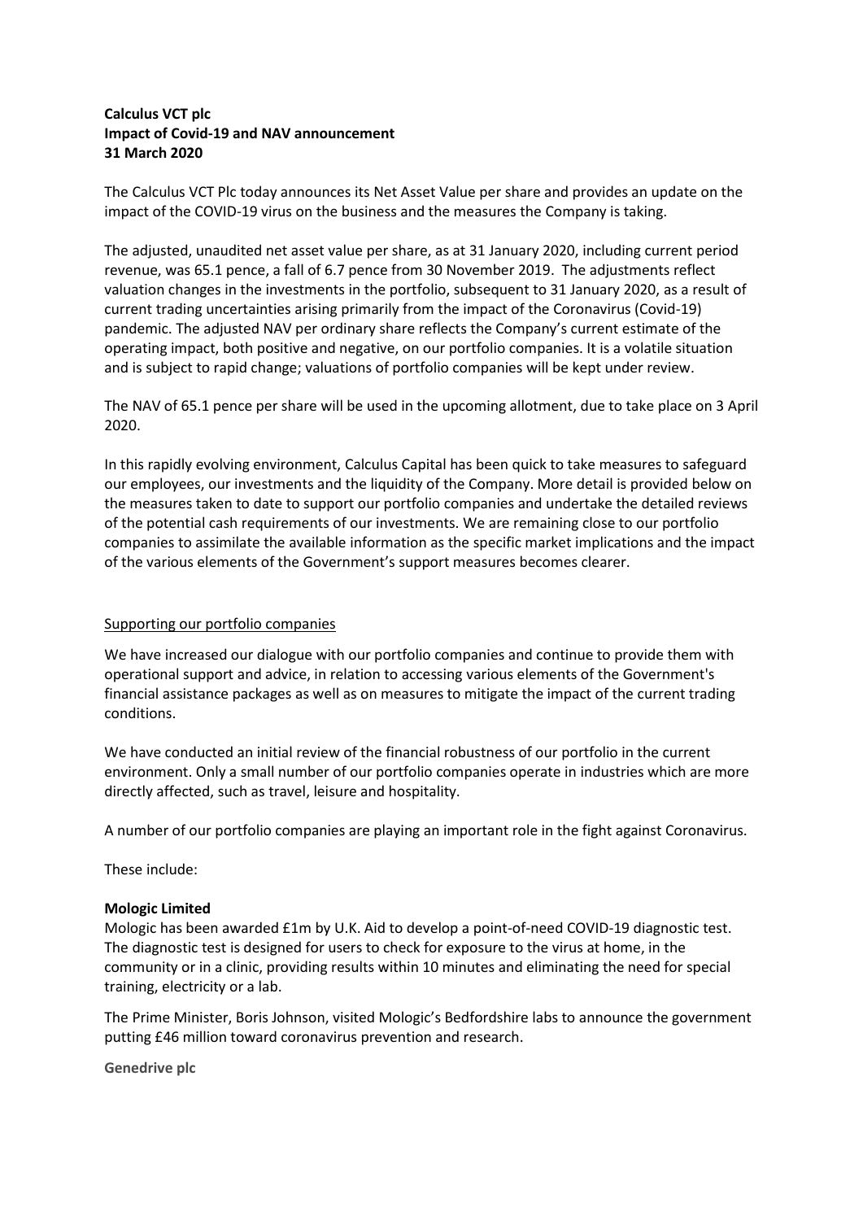**Calculus VCT plc**
**Impact of Covid-19 and NAV announcement**
**31 March 2020**

The Calculus VCT Plc today announces its Net Asset Value per share and provides an update on the impact of the COVID-19 virus on the business and the measures the Company is taking.

The adjusted, unaudited net asset value per share, as at 31 January 2020, including current period revenue, was 65.1 pence, a fall of 6.7 pence from 30 November 2019. The adjustments reflect valuation changes in the investments in the portfolio, subsequent to 31 January 2020, as a result of current trading uncertainties arising primarily from the impact of the Coronavirus (Covid-19) pandemic. The adjusted NAV per ordinary share reflects the Company's current estimate of the operating impact, both positive and negative, on our portfolio companies. It is a volatile situation and is subject to rapid change; valuations of portfolio companies will be kept under review.

The NAV of 65.1 pence per share will be used in the upcoming allotment, due to take place on 3 April 2020.

In this rapidly evolving environment, Calculus Capital has been quick to take measures to safeguard our employees, our investments and the liquidity of the Company. More detail is provided below on the measures taken to date to support our portfolio companies and undertake the detailed reviews of the potential cash requirements of our investments. We are remaining close to our portfolio companies to assimilate the available information as the specific market implications and the impact of the various elements of the Government's support measures becomes clearer.

## Supporting our portfolio companies

We have increased our dialogue with our portfolio companies and continue to provide them with operational support and advice, in relation to accessing various elements of the Government's financial assistance packages as well as on measures to mitigate the impact of the current trading conditions.

We have conducted an initial review of the financial robustness of our portfolio in the current environment. Only a small number of our portfolio companies operate in industries which are more directly affected, such as travel, leisure and hospitality.

A number of our portfolio companies are playing an important role in the fight against Coronavirus.

These include:

**Mologic Limited**
Mologic has been awarded £1m by U.K. Aid to develop a point-of-need COVID-19 diagnostic test. The diagnostic test is designed for users to check for exposure to the virus at home, in the community or in a clinic, providing results within 10 minutes and eliminating the need for special training, electricity or a lab.

The Prime Minister, Boris Johnson, visited Mologic's Bedfordshire labs to announce the government putting £46 million toward coronavirus prevention and research.

**Genedrive plc**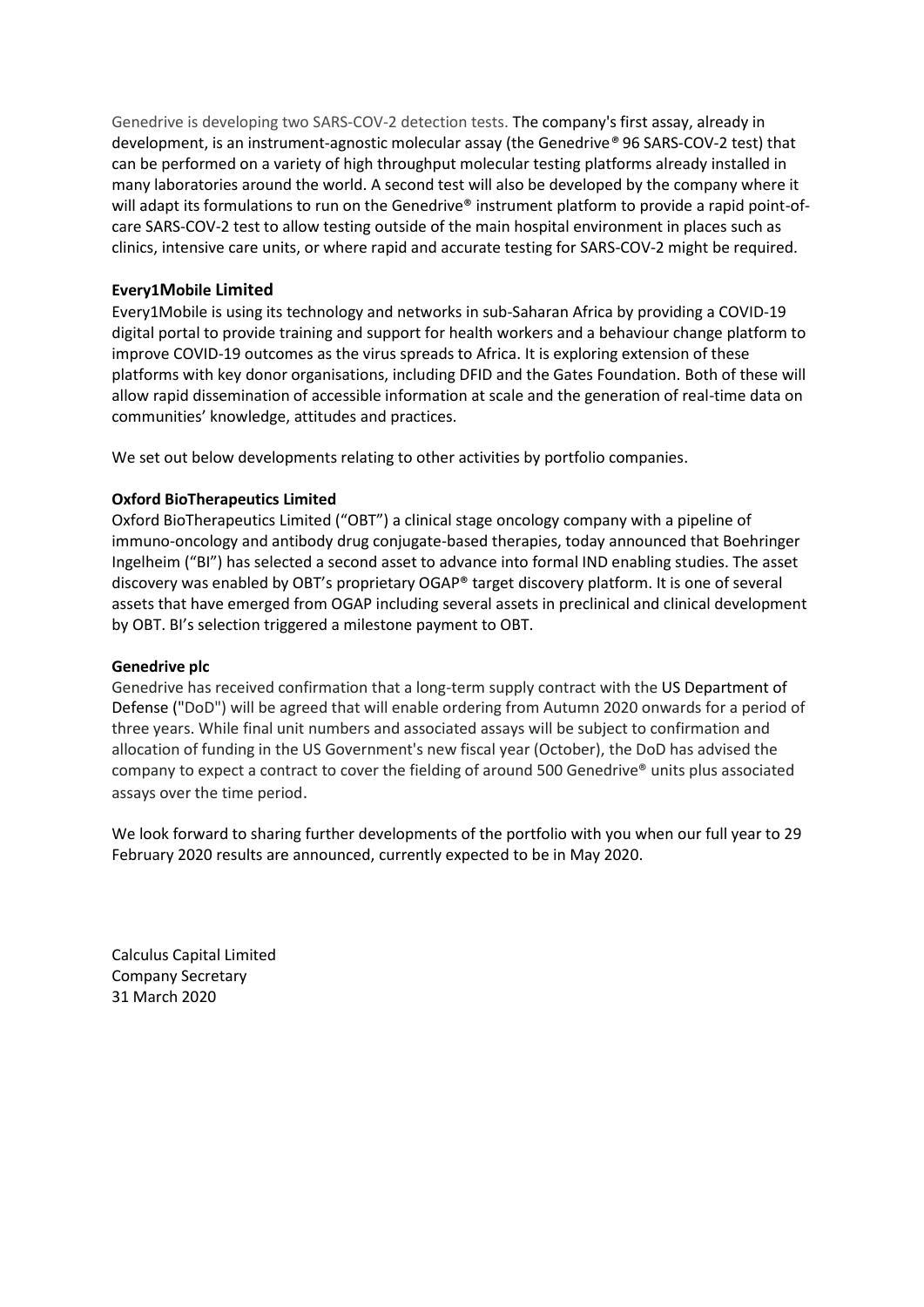Genedrive is developing two SARS-COV-2 detection tests. The company's first assay, already in development, is an instrument-agnostic molecular assay (the Genedrive® 96 SARS-COV-2 test) that can be performed on a variety of high throughput molecular testing platforms already installed in many laboratories around the world. A second test will also be developed by the company where it will adapt its formulations to run on the Genedrive® instrument platform to provide a rapid point-of-care SARS-COV-2 test to allow testing outside of the main hospital environment in places such as clinics, intensive care units, or where rapid and accurate testing for SARS-COV-2 might be required.

**Every1Mobile Limited**

Every1Mobile is using its technology and networks in sub-Saharan Africa by providing a COVID-19 digital portal to provide training and support for health workers and a behaviour change platform to improve COVID-19 outcomes as the virus spreads to Africa. It is exploring extension of these platforms with key donor organisations, including DFID and the Gates Foundation. Both of these will allow rapid dissemination of accessible information at scale and the generation of real-time data on communities' knowledge, attitudes and practices.

We set out below developments relating to other activities by portfolio companies.

**Oxford BioTherapeutics Limited**

Oxford BioTherapeutics Limited ("OBT") a clinical stage oncology company with a pipeline of immuno-oncology and antibody drug conjugate-based therapies, today announced that Boehringer Ingelheim ("BI") has selected a second asset to advance into formal IND enabling studies. The asset discovery was enabled by OBT's proprietary OGAP® target discovery platform. It is one of several assets that have emerged from OGAP including several assets in preclinical and clinical development by OBT. BI's selection triggered a milestone payment to OBT.

**Genedrive plc**

Genedrive has received confirmation that a long-term supply contract with the US Department of Defense ("DoD") will be agreed that will enable ordering from Autumn 2020 onwards for a period of three years. While final unit numbers and associated assays will be subject to confirmation and allocation of funding in the US Government's new fiscal year (October), the DoD has advised the company to expect a contract to cover the fielding of around 500 Genedrive® units plus associated assays over the time period.

We look forward to sharing further developments of the portfolio with you when our full year to 29 February 2020 results are announced, currently expected to be in May 2020.

Calculus Capital Limited
Company Secretary
31 March 2020